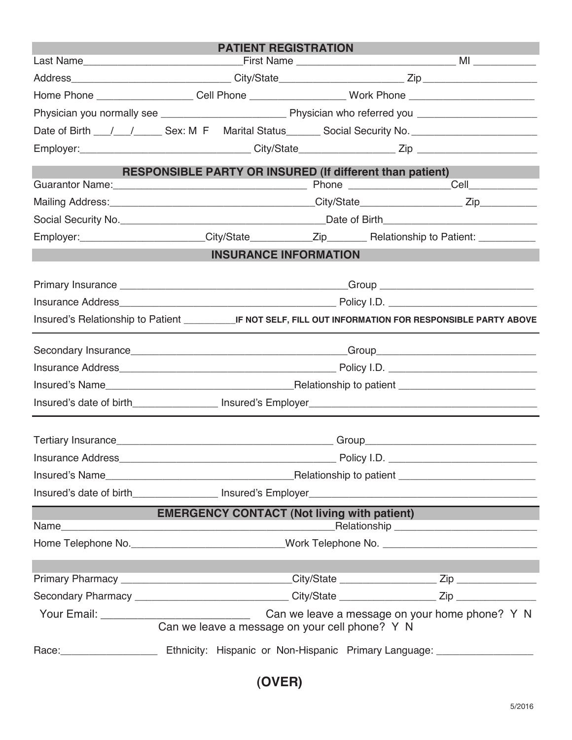## PATIENT REGISTRATION

Last Name____________________________First Name ____________________________ MI ___________

Address_____________________________ City/State______________________ Zip _____________________

Home Phone _________________ Cell Phone _________________ Work Phone ______________________

Physician you normally see _______________________ Physician who referred you ______________________

Date of Birth ___/___/_____ Sex: M F Marital Status______ Social Security No. ______________________

Employer:________________________________ City/State_________________ Zip ______________________

## RESPONSIBLE PARTY OR INSURED (If different than patient)

Guarantor Name:__________________________________ Phone _________________Cell____________

Mailing Address:____________________________________City/State__________________ Zip__________

Social Security No.___________________________________Date of Birth__________________________

Employer:_____________________City/State___________Zip_______ Relationship to Patient: __________

## INSURANCE INFORMATION

Primary Insurance ________________________________________Group ___________________________

Insurance Address_______________________________________ Policy I.D. ___________________________

Insured's Relationship to Patient _________**IF NOT SELF, FILL OUT INFORMATION FOR RESPONSIBLE PARTY ABOVE**

---

Secondary Insurance_______________________________________Group_____________________________

Insurance Address_______________________________________ Policy I.D. ___________________________

Insured's Name__________________________________Relationship to patient ________________________

Insured's date of birth_______________ Insured's Employer_______________________________________

---

Tertiary Insurance_______________________________________ Group________________________________

Insurance Address_______________________________________ Policy I.D. ___________________________

Insured's Name__________________________________Relationship to patient ________________________

Insured's date of birth_______________ Insured's Employer_______________________________________

## EMERGENCY CONTACT (Not living with patient)

Name________________________________________________Relationship _________________________

Home Telephone No.__________________________Work Telephone No. __________________________

---

Primary Pharmacy _____________________________City/State ________________ Zip ______________

Secondary Pharmacy ___________________________ City/State ________________ Zip ______________

Your Email: ________________________ Can we leave a message on your home phone? Y N

Can we leave a message on your cell phone? Y N

Race:________________ Ethnicity: Hispanic or Non-Hispanic Primary Language: ________________

**(OVER)**

5/2016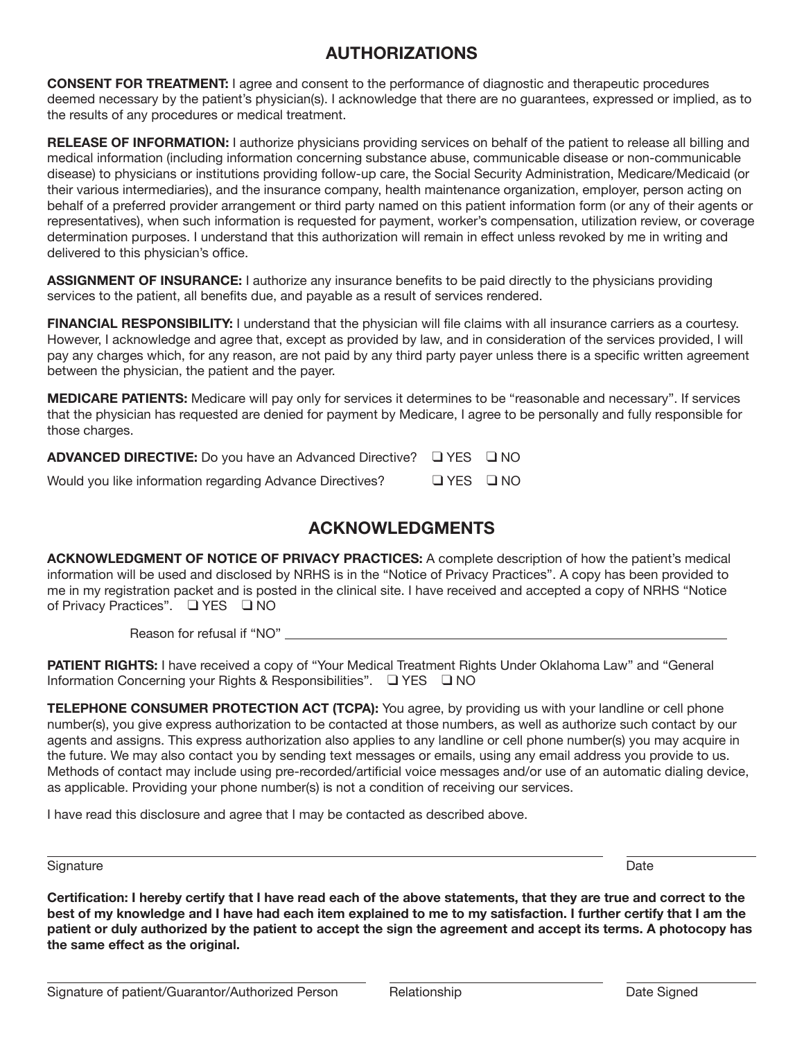## AUTHORIZATIONS

**CONSENT FOR TREATMENT:** I agree and consent to the performance of diagnostic and therapeutic procedures deemed necessary by the patient's physician(s). I acknowledge that there are no guarantees, expressed or implied, as to the results of any procedures or medical treatment.

**RELEASE OF INFORMATION:** I authorize physicians providing services on behalf of the patient to release all billing and medical information (including information concerning substance abuse, communicable disease or non-communicable disease) to physicians or institutions providing follow-up care, the Social Security Administration, Medicare/Medicaid (or their various intermediaries), and the insurance company, health maintenance organization, employer, person acting on behalf of a preferred provider arrangement or third party named on this patient information form (or any of their agents or representatives), when such information is requested for payment, worker's compensation, utilization review, or coverage determination purposes. I understand that this authorization will remain in effect unless revoked by me in writing and delivered to this physician's office.

**ASSIGNMENT OF INSURANCE:** I authorize any insurance benefits to be paid directly to the physicians providing services to the patient, all benefits due, and payable as a result of services rendered.

**FINANCIAL RESPONSIBILITY:** I understand that the physician will file claims with all insurance carriers as a courtesy. However, I acknowledge and agree that, except as provided by law, and in consideration of the services provided, I will pay any charges which, for any reason, are not paid by any third party payer unless there is a specific written agreement between the physician, the patient and the payer.

**MEDICARE PATIENTS:** Medicare will pay only for services it determines to be "reasonable and necessary". If services that the physician has requested are denied for payment by Medicare, I agree to be personally and fully responsible for those charges.

**ADVANCED DIRECTIVE:** Do you have an Advanced Directive? ❑ YES ❑ NO

Would you like information regarding Advance Directives? ❑ YES ❑ NO

## ACKNOWLEDGMENTS

**ACKNOWLEDGMENT OF NOTICE OF PRIVACY PRACTICES:** A complete description of how the patient's medical information will be used and disclosed by NRHS is in the "Notice of Privacy Practices". A copy has been provided to me in my registration packet and is posted in the clinical site. I have received and accepted a copy of NRHS "Notice of Privacy Practices". ❑ YES ❑ NO

Reason for refusal if "NO" ______________________________

**PATIENT RIGHTS:** I have received a copy of "Your Medical Treatment Rights Under Oklahoma Law" and "General Information Concerning your Rights & Responsibilities". ❑ YES ❑ NO

**TELEPHONE CONSUMER PROTECTION ACT (TCPA):** You agree, by providing us with your landline or cell phone number(s), you give express authorization to be contacted at those numbers, as well as authorize such contact by our agents and assigns. This express authorization also applies to any landline or cell phone number(s) you may acquire in the future. We may also contact you by sending text messages or emails, using any email address you provide to us. Methods of contact may include using pre-recorded/artificial voice messages and/or use of an automatic dialing device, as applicable. Providing your phone number(s) is not a condition of receiving our services.

I have read this disclosure and agree that I may be contacted as described above.

______________________________ ______________

Signature Date

**Certification: I hereby certify that I have read each of the above statements, that they are true and correct to the best of my knowledge and I have had each item explained to me to my satisfaction. I further certify that I am the patient or duly authorized by the patient to accept the sign the agreement and accept its terms. A photocopy has the same effect as the original.**

______________________________ ______________ ______________

Signature of patient/Guarantor/Authorized Person Relationship Date Signed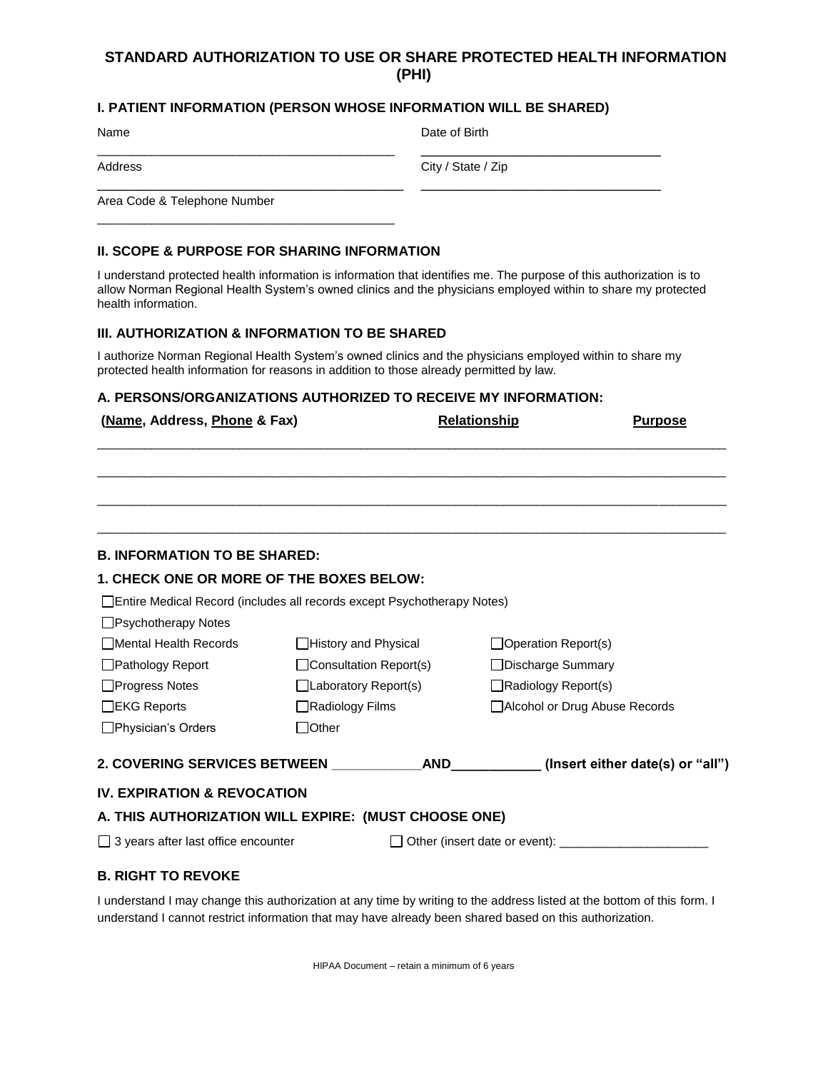# STANDARD AUTHORIZATION TO USE OR SHARE PROTECTED HEALTH INFORMATION (PHI)

## I. PATIENT INFORMATION (PERSON WHOSE INFORMATION WILL BE SHARED)

Name ___________________________________________

Date of Birth ___________________________________

Address ___________________________________________

City / State / Zip ___________________________________

Area Code & Telephone Number ___________________________________________

## II. SCOPE & PURPOSE FOR SHARING INFORMATION

I understand protected health information is information that identifies me. The purpose of this authorization is to allow Norman Regional Health System's owned clinics and the physicians employed within to share my protected health information.

## III. AUTHORIZATION & INFORMATION TO BE SHARED

I authorize Norman Regional Health System's owned clinics and the physicians employed within to share my protected health information for reasons in addition to those already permitted by law.

### A. PERSONS/ORGANIZATIONS AUTHORIZED TO RECEIVE MY INFORMATION:

**(Name, Address, Phone & Fax)** | **Relationship** | **Purpose**

_______________________________________________________________________________

_______________________________________________________________________________

_______________________________________________________________________________

_______________________________________________________________________________

### B. INFORMATION TO BE SHARED:

### 1. CHECK ONE OR MORE OF THE BOXES BELOW:

☐ Entire Medical Record (includes all records except Psychotherapy Notes)

☐ Psychotherapy Notes

☐ Mental Health Records ☐ History and Physical ☐ Operation Report(s)

☐ Pathology Report ☐ Consultation Report(s) ☐ Discharge Summary

☐ Progress Notes ☐ Laboratory Report(s) ☐ Radiology Report(s)

☐ EKG Reports ☐ Radiology Films ☐ Alcohol or Drug Abuse Records

☐ Physician's Orders ☐ Other

### 2. COVERING SERVICES BETWEEN ____________ AND ____________ (Insert either date(s) or "all")

## IV. EXPIRATION & REVOCATION

### A. THIS AUTHORIZATION WILL EXPIRE: (MUST CHOOSE ONE)

☐ 3 years after last office encounter ☐ Other (insert date or event): _____________________

### B. RIGHT TO REVOKE

I understand I may change this authorization at any time by writing to the address listed at the bottom of this form. I understand I cannot restrict information that may have already been shared based on this authorization.

HIPAA Document – retain a minimum of 6 years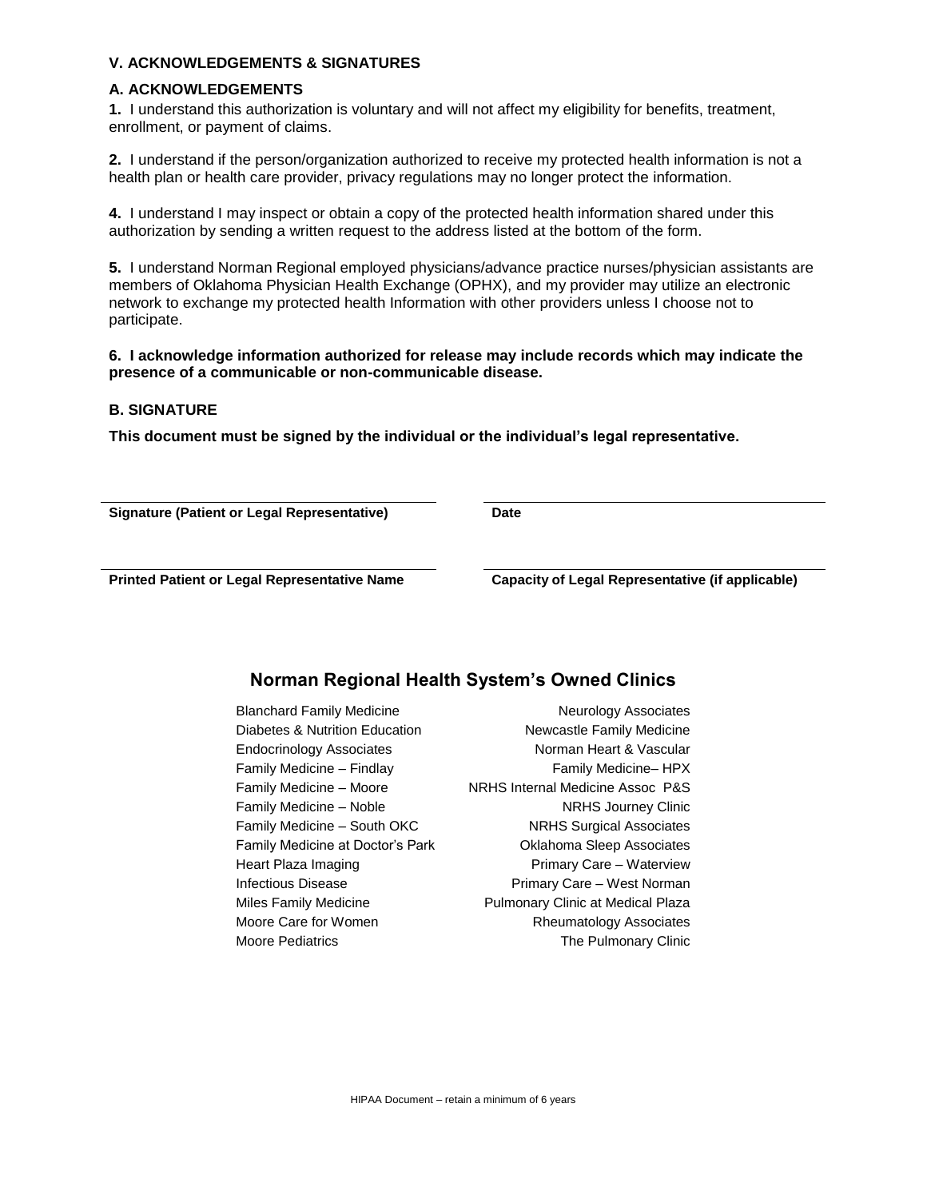## V. ACKNOWLEDGEMENTS & SIGNATURES

### A. ACKNOWLEDGEMENTS

**1.** I understand this authorization is voluntary and will not affect my eligibility for benefits, treatment, enrollment, or payment of claims.

**2.** I understand if the person/organization authorized to receive my protected health information is not a health plan or health care provider, privacy regulations may no longer protect the information.

**4.** I understand I may inspect or obtain a copy of the protected health information shared under this authorization by sending a written request to the address listed at the bottom of the form.

**5.** I understand Norman Regional employed physicians/advance practice nurses/physician assistants are members of Oklahoma Physician Health Exchange (OPHX), and my provider may utilize an electronic network to exchange my protected health Information with other providers unless I choose not to participate.

**6. I acknowledge information authorized for release may include records which may indicate the presence of a communicable or non-communicable disease.**

### B. SIGNATURE

**This document must be signed by the individual or the individual's legal representative.**

| | |
|---|---|
| **Signature (Patient or Legal Representative)** | **Date** |
| **Printed Patient or Legal Representative Name** | **Capacity of Legal Representative (if applicable)** |

## Norman Regional Health System's Owned Clinics

| | |
|---|---|
| Blanchard Family Medicine | Neurology Associates |
| Diabetes & Nutrition Education | Newcastle Family Medicine |
| Endocrinology Associates | Norman Heart & Vascular |
| Family Medicine – Findlay | Family Medicine– HPX |
| Family Medicine – Moore | NRHS Internal Medicine Assoc P&S |
| Family Medicine – Noble | NRHS Journey Clinic |
| Family Medicine – South OKC | NRHS Surgical Associates |
| Family Medicine at Doctor's Park | Oklahoma Sleep Associates |
| Heart Plaza Imaging | Primary Care – Waterview |
| Infectious Disease | Primary Care – West Norman |
| Miles Family Medicine | Pulmonary Clinic at Medical Plaza |
| Moore Care for Women | Rheumatology Associates |
| Moore Pediatrics | The Pulmonary Clinic |

HIPAA Document – retain a minimum of 6 years